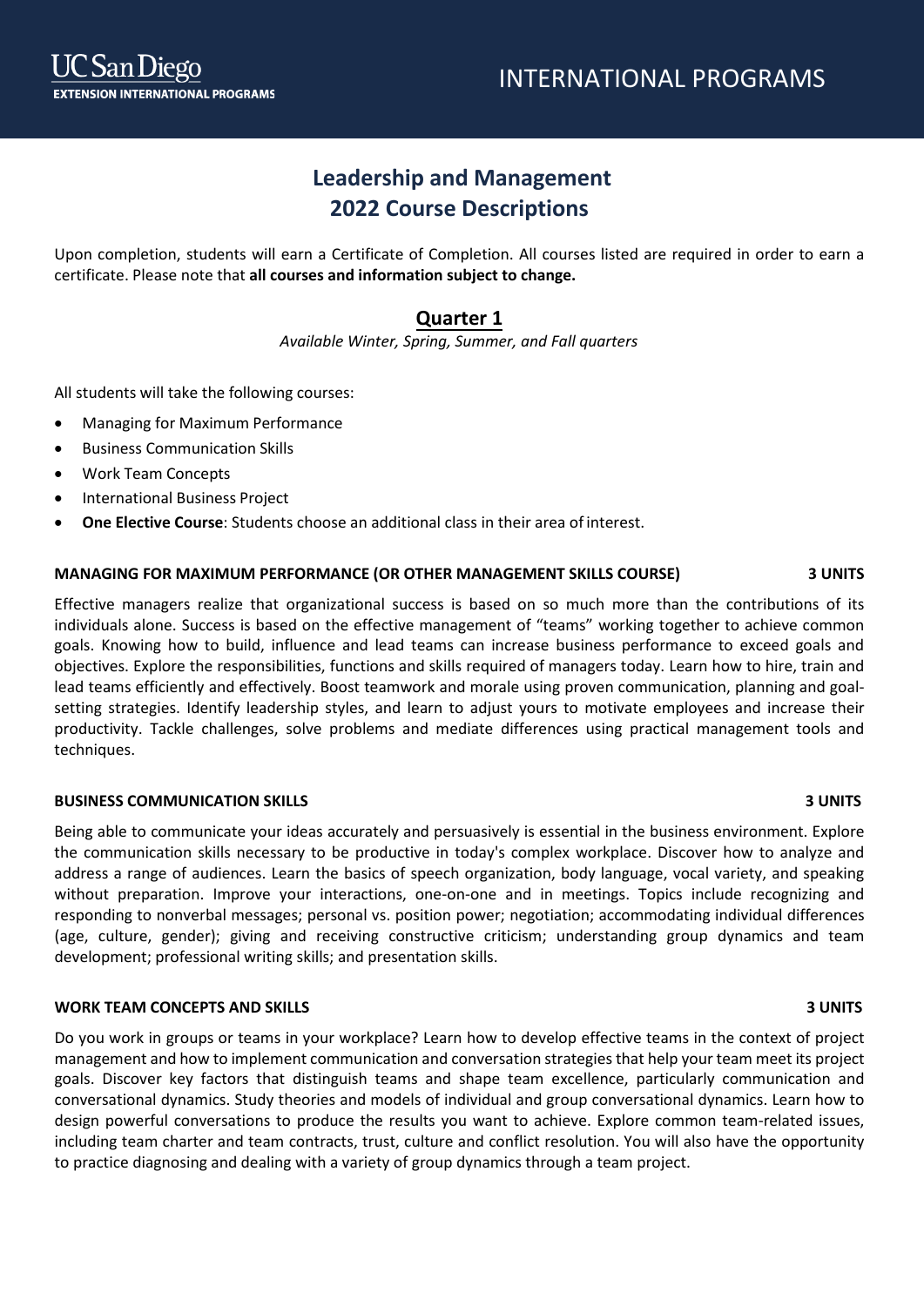UC San Diego
EXTENSION INTERNATIONAL PROGRAMS

INTERNATIONAL PROGRAMS

# Leadership and Management
# 2022 Course Descriptions

Upon completion, students will earn a Certificate of Completion. All courses listed are required in order to earn a certificate. Please note that **all courses and information subject to change.**

## Quarter 1

*Available Winter, Spring, Summer, and Fall quarters*

All students will take the following courses:

- Managing for Maximum Performance
- Business Communication Skills
- Work Team Concepts
- International Business Project
- **One Elective Course**: Students choose an additional class in their area of interest.

### MANAGING FOR MAXIMUM PERFORMANCE (OR OTHER MANAGEMENT SKILLS COURSE) — 3 UNITS

Effective managers realize that organizational success is based on so much more than the contributions of its individuals alone. Success is based on the effective management of "teams" working together to achieve common goals. Knowing how to build, influence and lead teams can increase business performance to exceed goals and objectives. Explore the responsibilities, functions and skills required of managers today. Learn how to hire, train and lead teams efficiently and effectively. Boost teamwork and morale using proven communication, planning and goal-setting strategies. Identify leadership styles, and learn to adjust yours to motivate employees and increase their productivity. Tackle challenges, solve problems and mediate differences using practical management tools and techniques.

### BUSINESS COMMUNICATION SKILLS — 3 UNITS

Being able to communicate your ideas accurately and persuasively is essential in the business environment. Explore the communication skills necessary to be productive in today's complex workplace. Discover how to analyze and address a range of audiences. Learn the basics of speech organization, body language, vocal variety, and speaking without preparation. Improve your interactions, one-on-one and in meetings. Topics include recognizing and responding to nonverbal messages; personal vs. position power; negotiation; accommodating individual differences (age, culture, gender); giving and receiving constructive criticism; understanding group dynamics and team development; professional writing skills; and presentation skills.

### WORK TEAM CONCEPTS AND SKILLS — 3 UNITS

Do you work in groups or teams in your workplace? Learn how to develop effective teams in the context of project management and how to implement communication and conversation strategies that help your team meet its project goals. Discover key factors that distinguish teams and shape team excellence, particularly communication and conversational dynamics. Study theories and models of individual and group conversational dynamics. Learn how to design powerful conversations to produce the results you want to achieve. Explore common team-related issues, including team charter and team contracts, trust, culture and conflict resolution. You will also have the opportunity to practice diagnosing and dealing with a variety of group dynamics through a team project.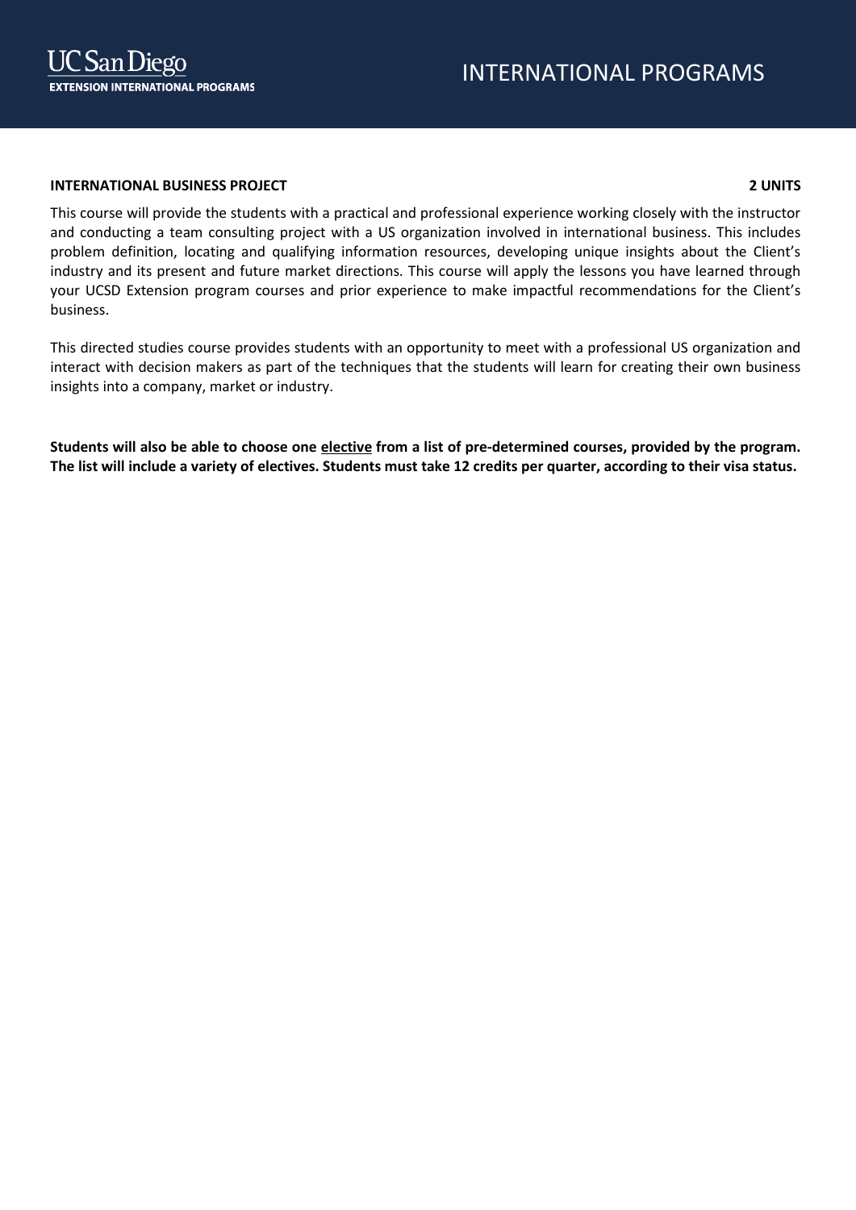**INTERNATIONAL BUSINESS PROJECT** **2 UNITS**

This course will provide the students with a practical and professional experience working closely with the instructor and conducting a team consulting project with a US organization involved in international business. This includes problem definition, locating and qualifying information resources, developing unique insights about the Client's industry and its present and future market directions. This course will apply the lessons you have learned through your UCSD Extension program courses and prior experience to make impactful recommendations for the Client's business.

This directed studies course provides students with an opportunity to meet with a professional US organization and interact with decision makers as part of the techniques that the students will learn for creating their own business insights into a company, market or industry.

**Students will also be able to choose one elective from a list of pre-determined courses, provided by the program. The list will include a variety of electives. Students must take 12 credits per quarter, according to their visa status.**